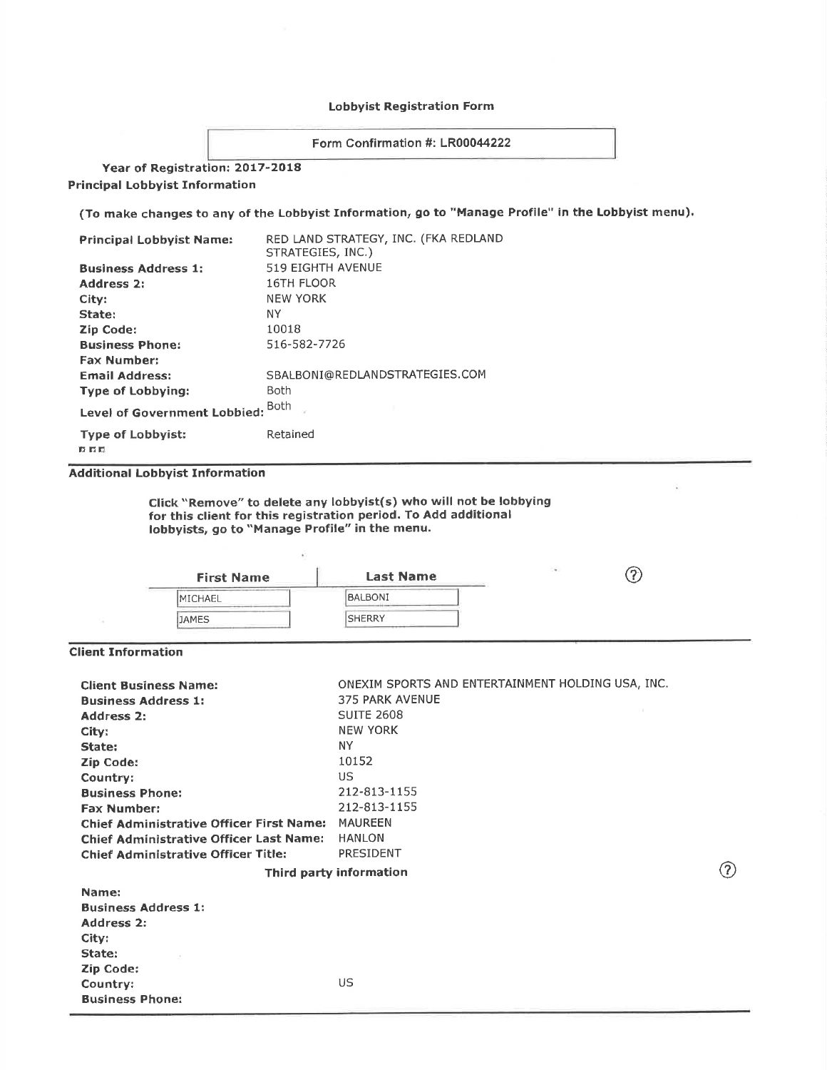# Lobbyist Registration Form

Form Confirmation #: LR00044222

**Year of Registration: 2017-2018**

**Principal Lobbyist Information**

**(To make changes to any of the Lobbyist Information, go to "Manage Profile" in the Lobbyist menu).**

| | |
|---|---|
| **Principal Lobbyist Name:** | RED LAND STRATEGY, INC. (FKA REDLAND STRATEGIES, INC.) |
| **Business Address 1:** | 519 EIGHTH AVENUE |
| **Address 2:** | 16TH FLOOR |
| **City:** | NEW YORK |
| **State:** | NY |
| **Zip Code:** | 10018 |
| **Business Phone:** | 516-582-7726 |
| **Fax Number:** | |
| **Email Address:** | SBALBONI@REDLANDSTRATEGIES.COM |
| **Type of Lobbying:** | Both |
| **Level of Government Lobbied:** | Both |
| **Type of Lobbyist:** | Retained |

**Additional Lobbyist Information**

**Click "Remove" to delete any lobbyist(s) who will not be lobbying for this client for this registration period. To Add additional lobbyists, go to "Manage Profile" in the menu.**

| First Name | Last Name |
|---|---|
| MICHAEL | BALBONI |
| JAMES | SHERRY |

**Client Information**

| | |
|---|---|
| **Client Business Name:** | ONEXIM SPORTS AND ENTERTAINMENT HOLDING USA, INC. |
| **Business Address 1:** | 375 PARK AVENUE |
| **Address 2:** | SUITE 2608 |
| **City:** | NEW YORK |
| **State:** | NY |
| **Zip Code:** | 10152 |
| **Country:** | US |
| **Business Phone:** | 212-813-1155 |
| **Fax Number:** | 212-813-1155 |
| **Chief Administrative Officer First Name:** | MAUREEN |
| **Chief Administrative Officer Last Name:** | HANLON |
| **Chief Administrative Officer Title:** | PRESIDENT |

**Third party information**

| | |
|---|---|
| **Name:** | |
| **Business Address 1:** | |
| **Address 2:** | |
| **City:** | |
| **State:** | |
| **Zip Code:** | |
| **Country:** | US |
| **Business Phone:** | |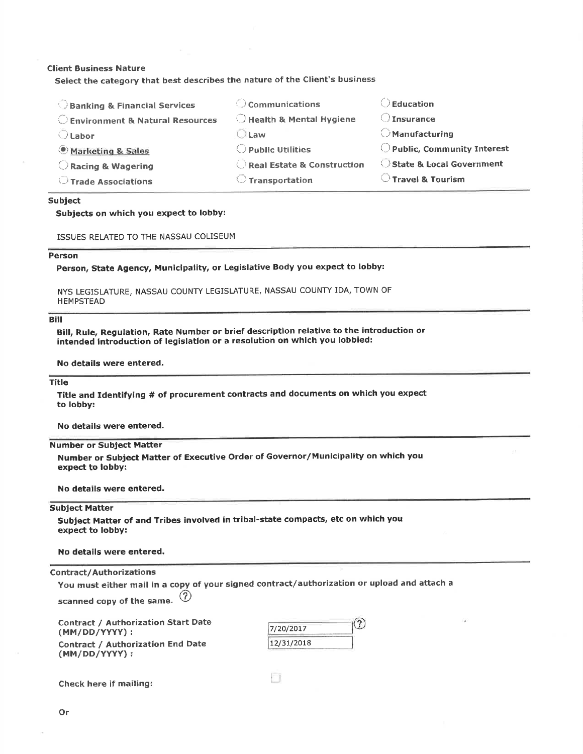**Client Business Nature**

Select the category that best describes the nature of the Client's business

| | | |
|---|---|---|
| ○ Banking & Financial Services | ○ Communications | ○ Education |
| ○ Environment & Natural Resources | ○ Health & Mental Hygiene | ○ Insurance |
| ○ Labor | ○ Law | ○ Manufacturing |
| ◉ Marketing & Sales | ○ Public Utilities | ○ Public, Community Interest |
| ○ Racing & Wagering | ○ Real Estate & Construction | ○ State & Local Government |
| ○ Trade Associations | ○ Transportation | ○ Travel & Tourism |

**Subject**

**Subjects on which you expect to lobby:**

ISSUES RELATED TO THE NASSAU COLISEUM

**Person**

**Person, State Agency, Municipality, or Legislative Body you expect to lobby:**

NYS LEGISLATURE, NASSAU COUNTY LEGISLATURE, NASSAU COUNTY IDA, TOWN OF HEMPSTEAD

**Bill**

**Bill, Rule, Regulation, Rate Number or brief description relative to the introduction or intended introduction of legislation or a resolution on which you lobbied:**

**No details were entered.**

**Title**

**Title and Identifying # of procurement contracts and documents on which you expect to lobby:**

**No details were entered.**

**Number or Subject Matter**

**Number or Subject Matter of Executive Order of Governor/Municipality on which you expect to lobby:**

**No details were entered.**

**Subject Matter**

**Subject Matter of and Tribes involved in tribal-state compacts, etc on which you expect to lobby:**

**No details were entered.**

**Contract/Authorizations**

You must either mail in a copy of your signed contract/authorization or upload and attach a scanned copy of the same. ⓘ

Contract / Authorization Start Date (MM/DD/YYYY) : 7/20/2017

Contract / Authorization End Date (MM/DD/YYYY) : 12/31/2018

Check here if mailing: ☐

Or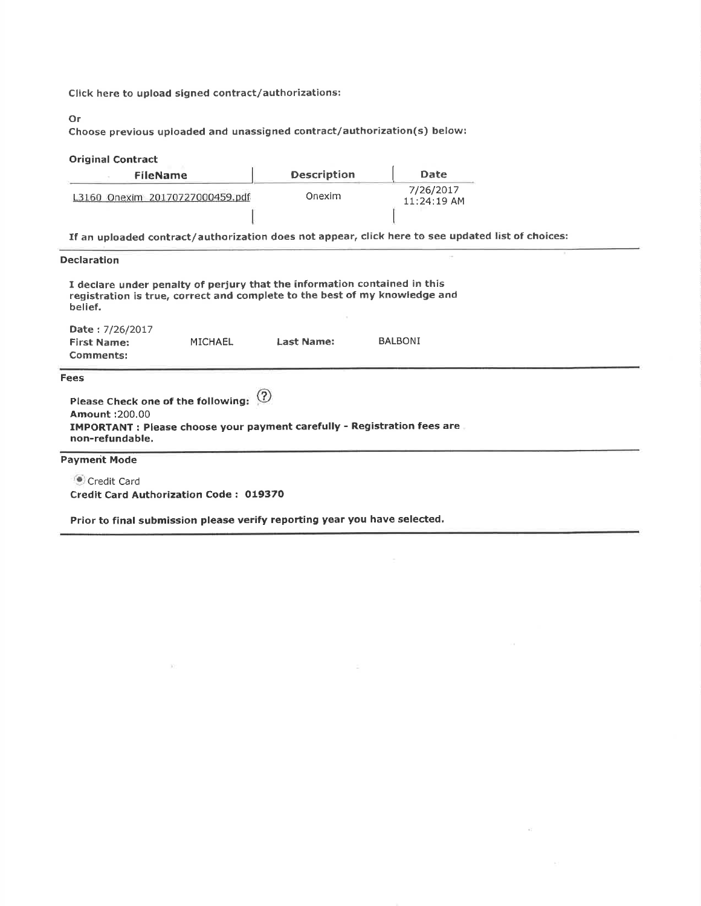Click here to upload signed contract/authorizations:

Or

Choose previous uploaded and unassigned contract/authorization(s) below:

**Original Contract**

| FileName | Description | Date |
|---|---|---|
| L3160_Onexim_20170727000459.pdf | Onexim | 7/26/2017 11:24:19 AM |

If an uploaded contract/authorization does not appear, click here to see updated list of choices:

**Declaration**

I declare under penalty of perjury that the information contained in this registration is true, correct and complete to the best of my knowledge and belief.

**Date** : 7/26/2017

**First Name:** MICHAEL **Last Name:** BALBONI

**Comments:**

**Fees**

Please Check one of the following: (?)

**Amount** :200.00

**IMPORTANT : Please choose your payment carefully - Registration fees are non-refundable.**

**Payment Mode**

(•) Credit Card

**Credit Card Authorization Code : 019370**

**Prior to final submission please verify reporting year you have selected.**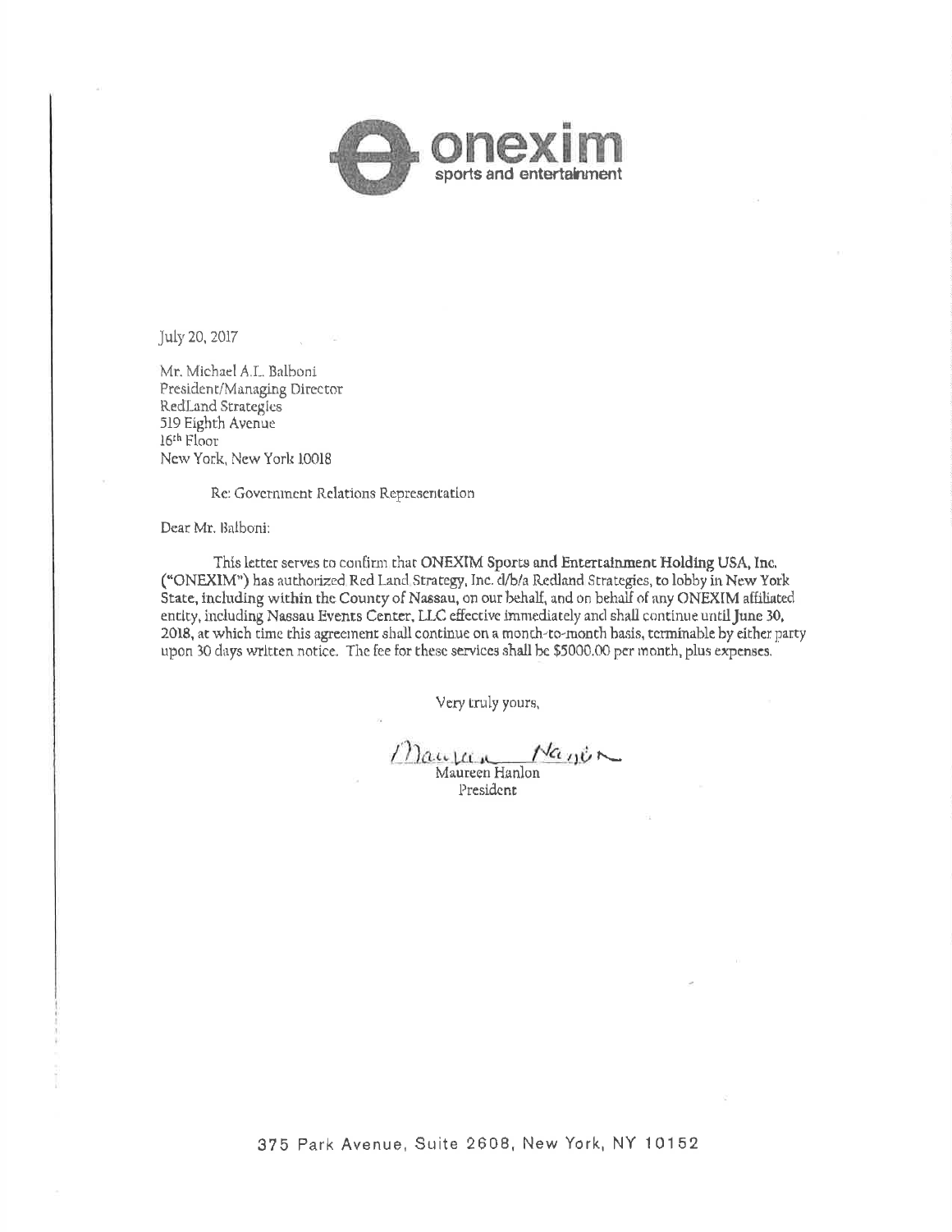**onexim**
sports and entertainment

July 20, 2017

Mr. Michael A.L. Balboni
President/Managing Director
RedLand Strategies
519 Eighth Avenue
16th Floor
New York, New York 10018

Re: Government Relations Representation

Dear Mr. Balboni:

This letter serves to confirm that **ONEXIM Sports and Entertainment Holding USA, Inc.** **("ONEXIM")** has authorized Red Land Strategy, Inc. d/b/a Redland Strategies, to lobby in New York State, including within the County of Nassau, on our behalf, and on behalf of any ONEXIM affiliated entity, including Nassau Events Center, LLC effective immediately and shall continue until **June 30, 2018**, at which time this agreement shall continue on a month-to-month basis, terminable by either party upon 30 days written notice. The fee for these services shall be $5000.00 per month, plus expenses.

Very truly yours,

Maureen Hanlon
President

375 Park Avenue, Suite 2608, New York, NY 10152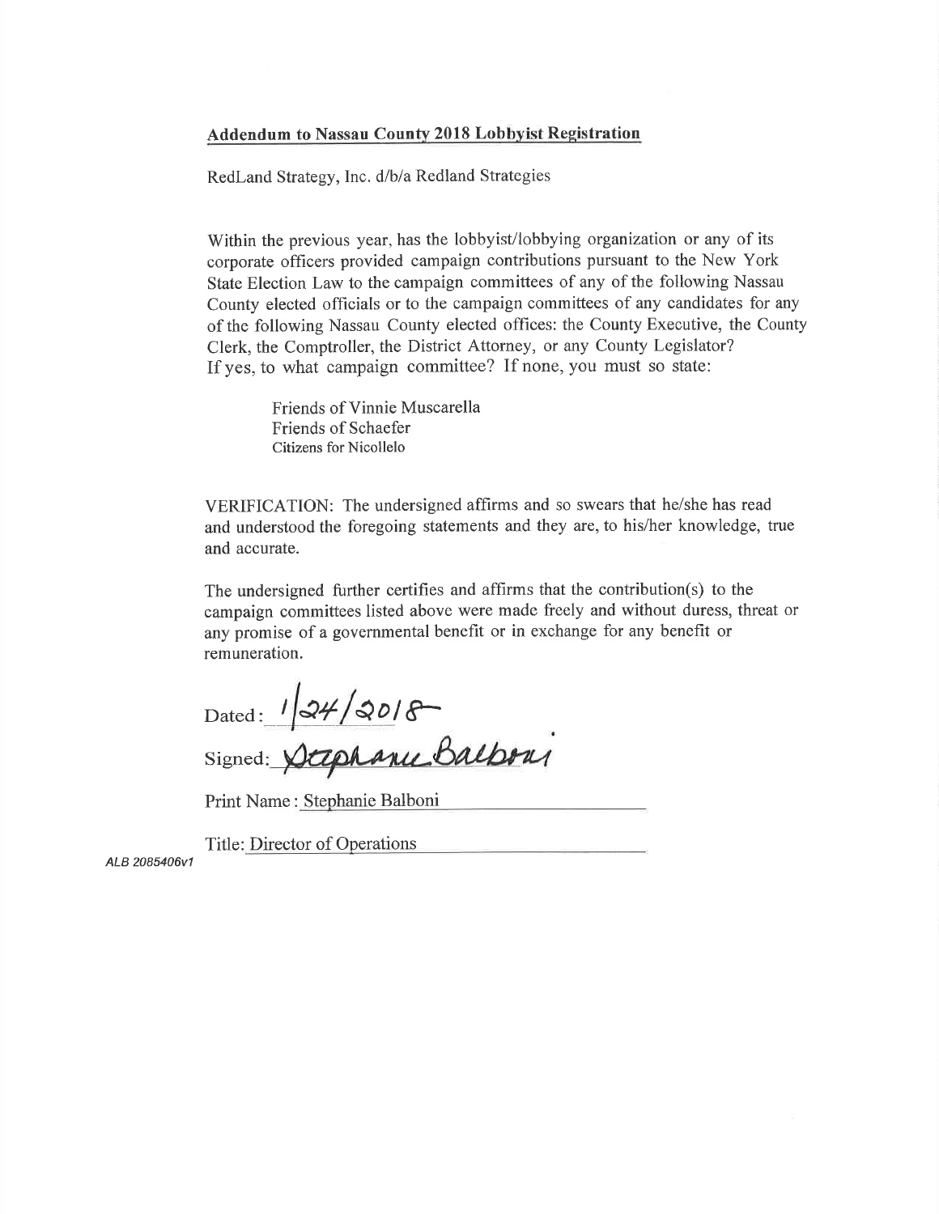**Addendum to Nassau County 2018 Lobbyist Registration**

RedLand Strategy, Inc. d/b/a Redland Strategies

Within the previous year, has the lobbyist/lobbying organization or any of its corporate officers provided campaign contributions pursuant to the New York State Election Law to the campaign committees of any of the following Nassau County elected officials or to the campaign committees of any candidates for any of the following Nassau County elected offices: the County Executive, the County Clerk, the Comptroller, the District Attorney, or any County Legislator? If yes, to what campaign committee? If none, you must so state:

Friends of Vinnie Muscarella
Friends of Schaefer
Citizens for Nicollelo

VERIFICATION: The undersigned affirms and so swears that he/she has read and understood the foregoing statements and they are, to his/her knowledge, true and accurate.

The undersigned further certifies and affirms that the contribution(s) to the campaign committees listed above were made freely and without duress, threat or any promise of a governmental benefit or in exchange for any benefit or remuneration.

Dated: 1/24/2018

Signed: Stephanie Balboni

Print Name: Stephanie Balboni

Title: Director of Operations

ALB 2085406v1